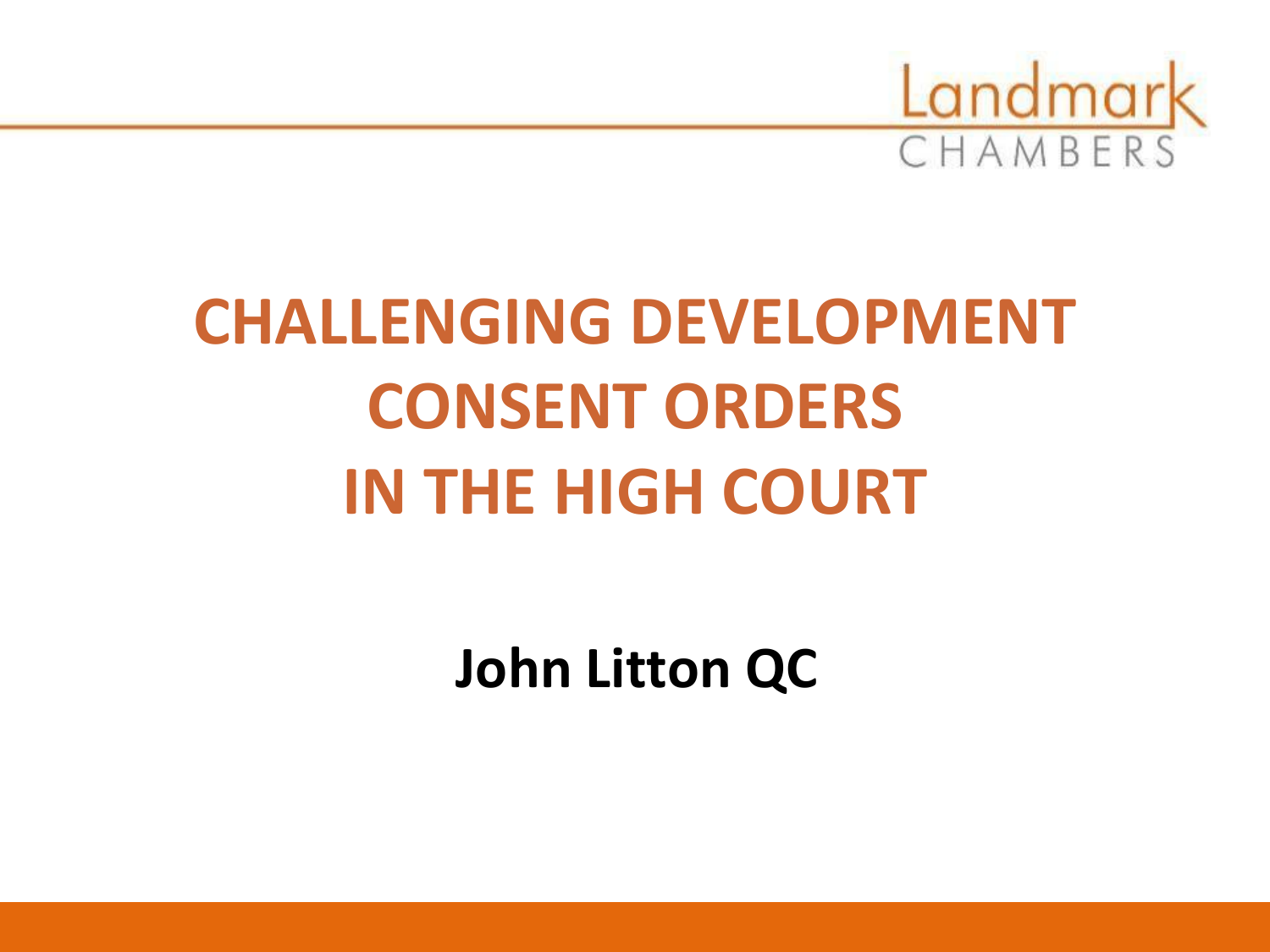# CHALLENGING DEVELOPMENT CONSENT ORDERS IN THE HIGH COURT

**John Litton QC**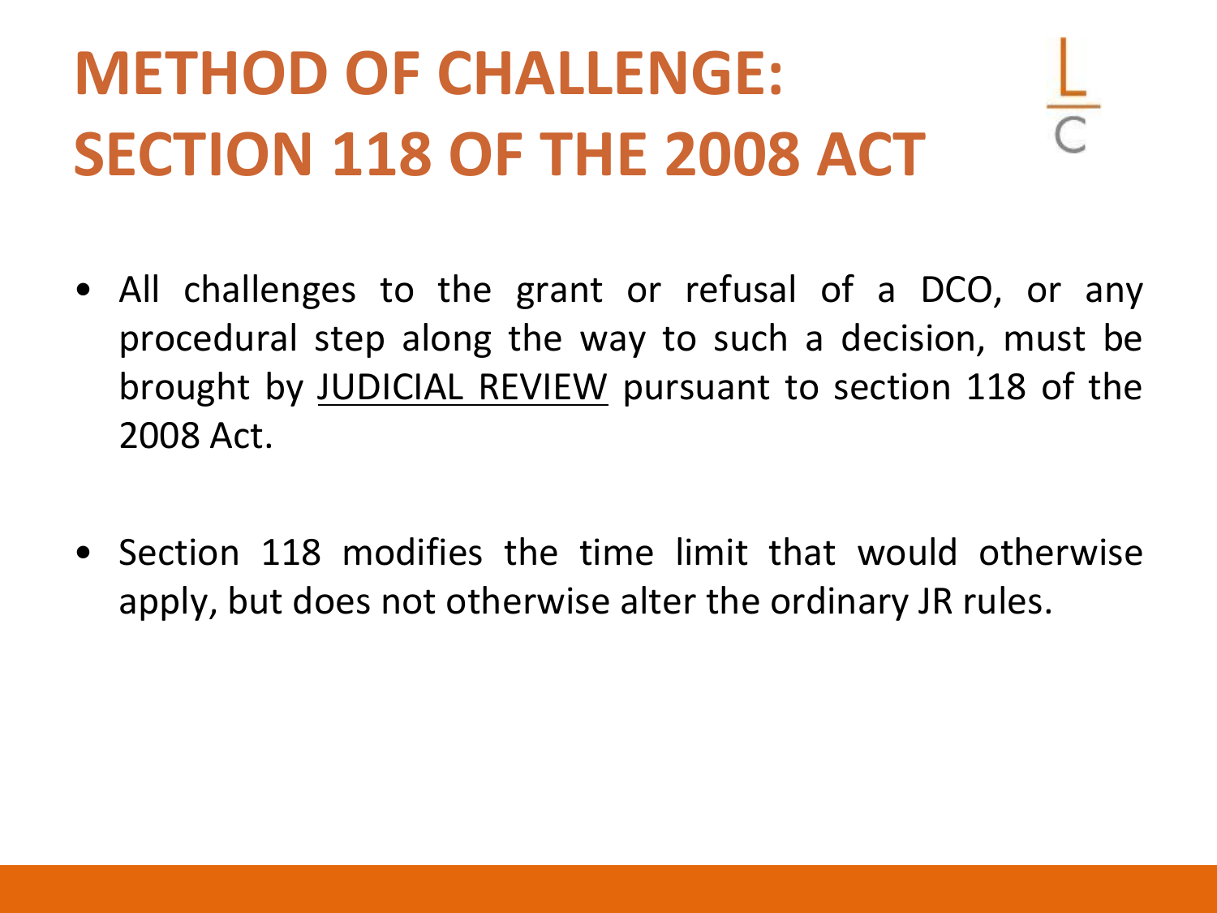# METHOD OF CHALLENGE: SECTION 118 OF THE 2008 ACT

- All challenges to the grant or refusal of a DCO, or any procedural step along the way to such a decision, must be brought by <u>JUDICIAL REVIEW</u> pursuant to section 118 of the 2008 Act.

- Section 118 modifies the time limit that would otherwise apply, but does not otherwise alter the ordinary JR rules.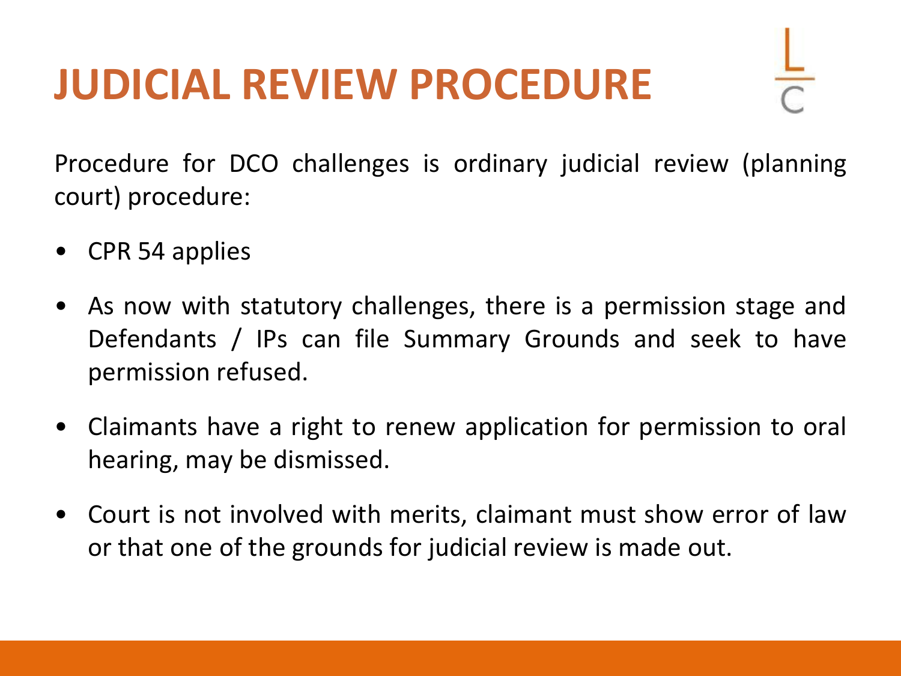# JUDICIAL REVIEW PROCEDURE

Procedure for DCO challenges is ordinary judicial review (planning court) procedure:

- CPR 54 applies
- As now with statutory challenges, there is a permission stage and Defendants / IPs can file Summary Grounds and seek to have permission refused.
- Claimants have a right to renew application for permission to oral hearing, may be dismissed.
- Court is not involved with merits, claimant must show error of law or that one of the grounds for judicial review is made out.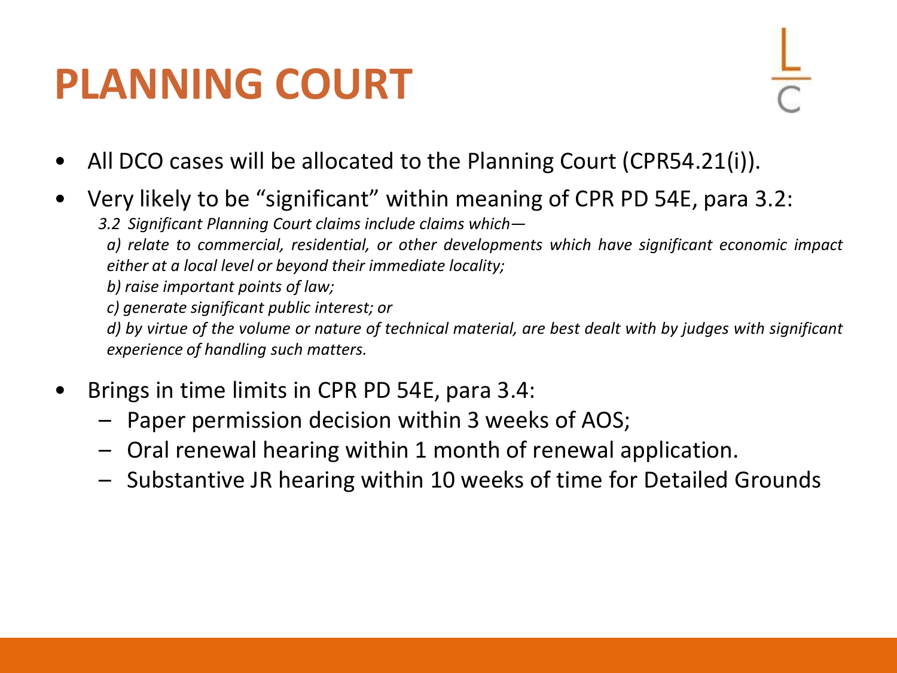# PLANNING COURT

- All DCO cases will be allocated to the Planning Court (CPR54.21(i)).
- Very likely to be "significant" within meaning of CPR PD 54E, para 3.2:

  *3.2 Significant Planning Court claims include claims which—*

  *a) relate to commercial, residential, or other developments which have significant economic impact either at a local level or beyond their immediate locality;*

  *b) raise important points of law;*

  *c) generate significant public interest; or*

  *d) by virtue of the volume or nature of technical material, are best dealt with by judges with significant experience of handling such matters.*

- Brings in time limits in CPR PD 54E, para 3.4:
  - Paper permission decision within 3 weeks of AOS;
  - Oral renewal hearing within 1 month of renewal application.
  - Substantive JR hearing within 10 weeks of time for Detailed Grounds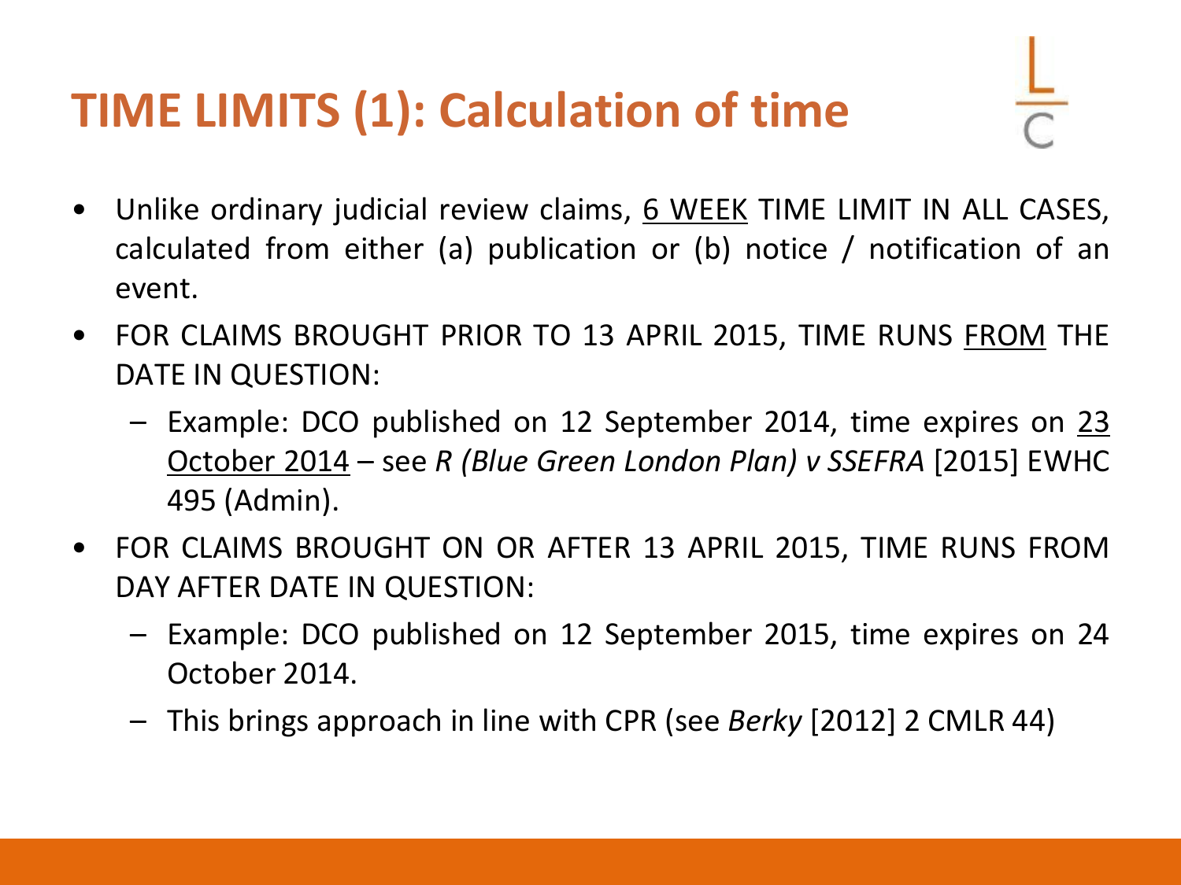# TIME LIMITS (1): Calculation of time

- Unlike ordinary judicial review claims, <u>6 WEEK</u> TIME LIMIT IN ALL CASES, calculated from either (a) publication or (b) notice / notification of an event.
- FOR CLAIMS BROUGHT PRIOR TO 13 APRIL 2015, TIME RUNS <u>FROM</u> THE DATE IN QUESTION:
  - Example: DCO published on 12 September 2014, time expires on <u>23 October 2014</u> – see *R (Blue Green London Plan) v SSEFRA* [2015] EWHC 495 (Admin).
- FOR CLAIMS BROUGHT ON OR AFTER 13 APRIL 2015, TIME RUNS FROM DAY AFTER DATE IN QUESTION:
  - Example: DCO published on 12 September 2015, time expires on 24 October 2014.
  - This brings approach in line with CPR (see *Berky* [2012] 2 CMLR 44)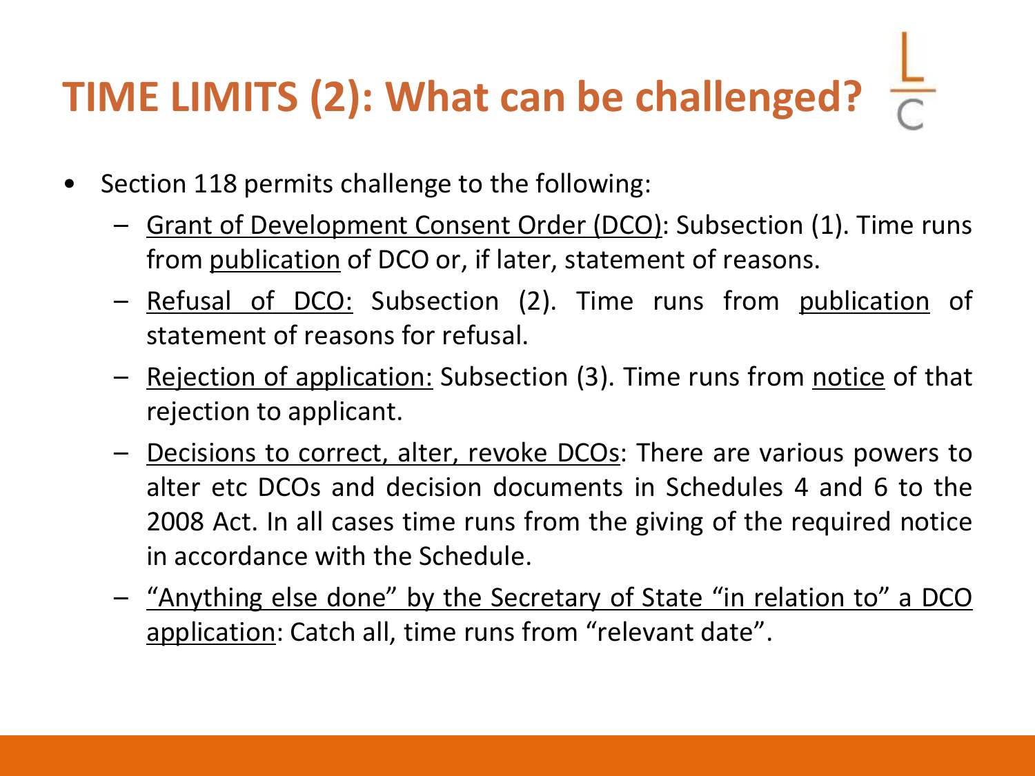# TIME LIMITS (2): What can be challenged?

- Section 118 permits challenge to the following:
  - Grant of Development Consent Order (DCO): Subsection (1). Time runs from publication of DCO or, if later, statement of reasons.
  - Refusal of DCO: Subsection (2). Time runs from publication of statement of reasons for refusal.
  - Rejection of application: Subsection (3). Time runs from notice of that rejection to applicant.
  - Decisions to correct, alter, revoke DCOs: There are various powers to alter etc DCOs and decision documents in Schedules 4 and 6 to the 2008 Act. In all cases time runs from the giving of the required notice in accordance with the Schedule.
  - "Anything else done" by the Secretary of State "in relation to" a DCO application: Catch all, time runs from "relevant date".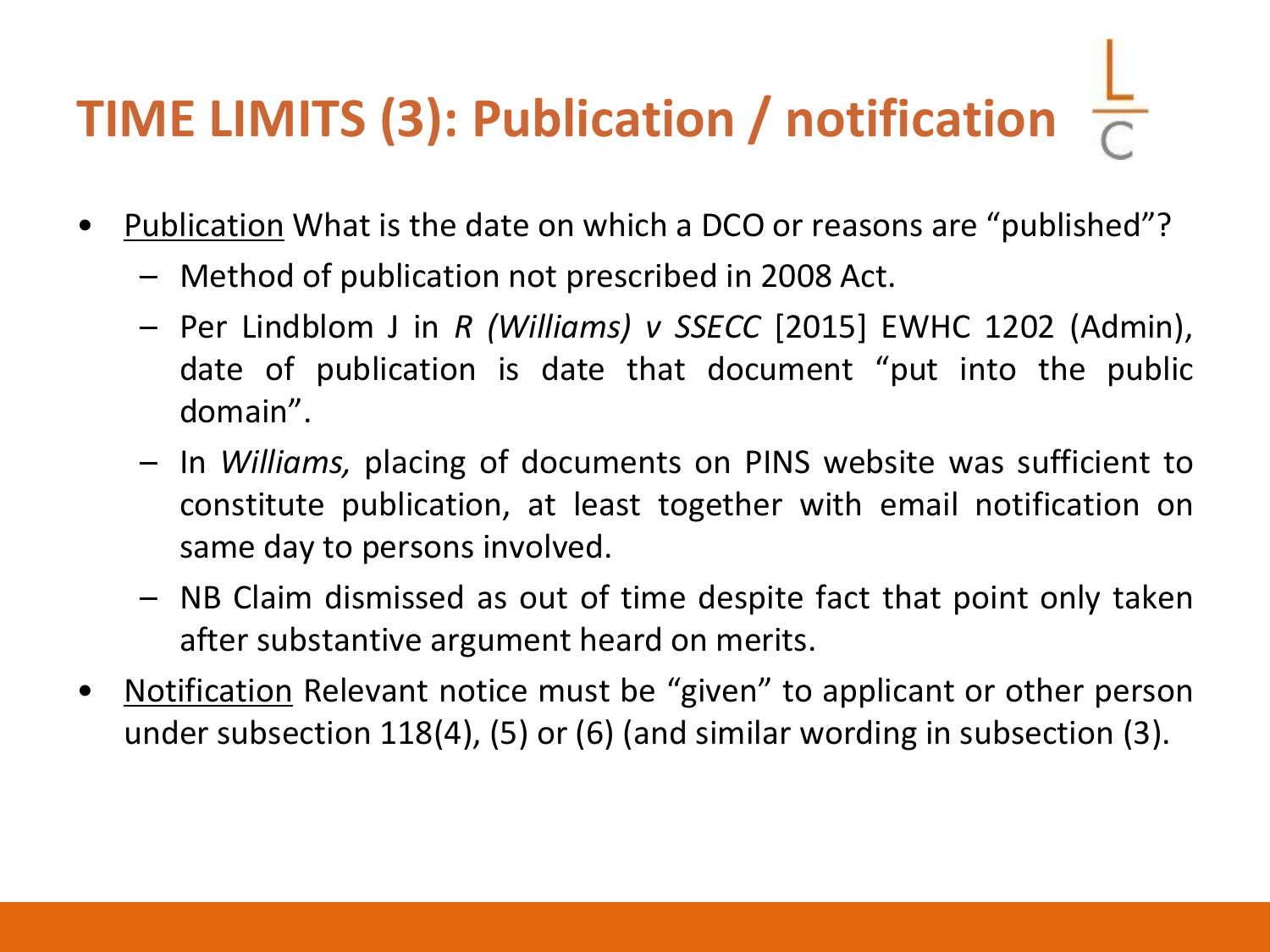# TIME LIMITS (3): Publication / notification

- Publication What is the date on which a DCO or reasons are "published"?
  - Method of publication not prescribed in 2008 Act.
  - Per Lindblom J in *R (Williams) v SSECC* [2015] EWHC 1202 (Admin), date of publication is date that document "put into the public domain".
  - In *Williams,* placing of documents on PINS website was sufficient to constitute publication, at least together with email notification on same day to persons involved.
  - NB Claim dismissed as out of time despite fact that point only taken after substantive argument heard on merits.
- Notification Relevant notice must be "given" to applicant or other person under subsection 118(4), (5) or (6) (and similar wording in subsection (3).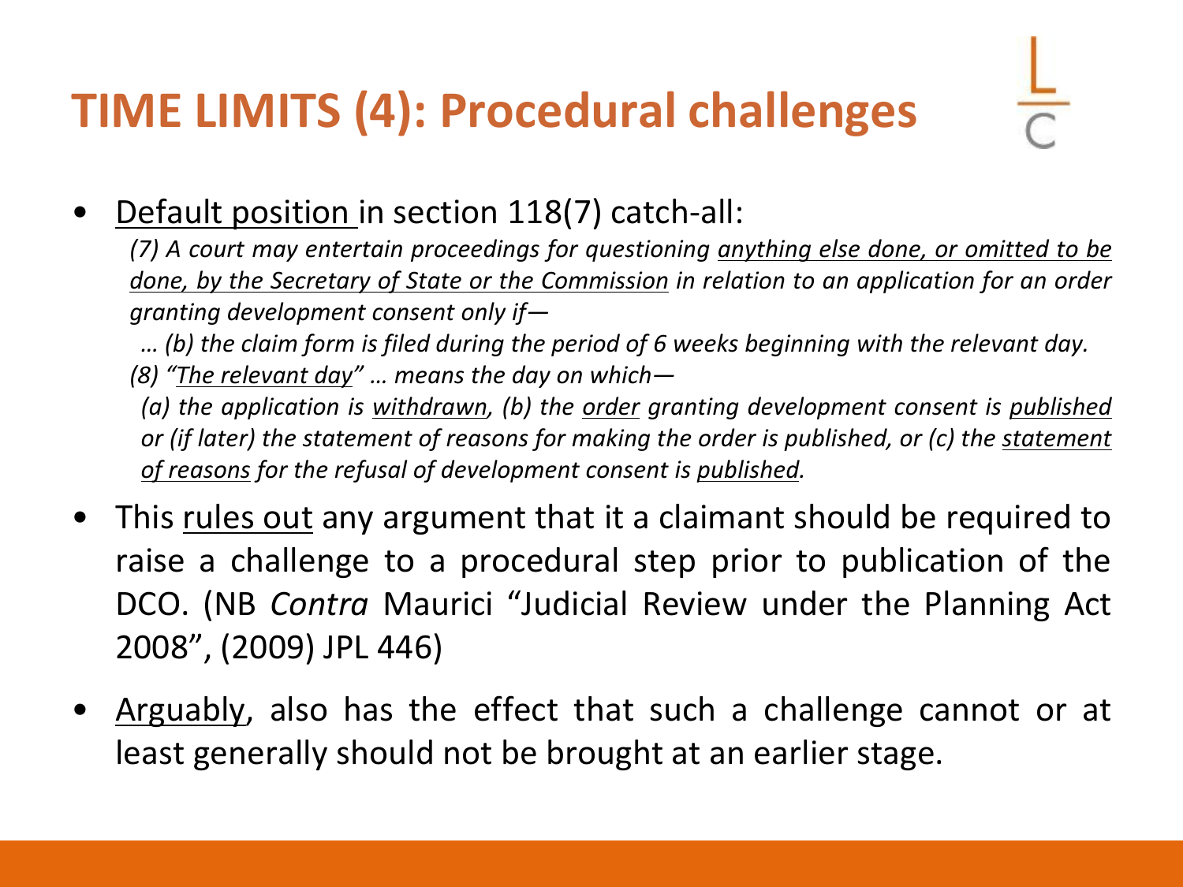# TIME LIMITS (4): Procedural challenges

- Default position in section 118(7) catch-all:

  *(7) A court may entertain proceedings for questioning anything else done, or omitted to be done, by the Secretary of State or the Commission in relation to an application for an order granting development consent only if—*

  *… (b) the claim form is filed during the period of 6 weeks beginning with the relevant day.*

  *(8) "The relevant day" … means the day on which—*

  *(a) the application is withdrawn, (b) the order granting development consent is published or (if later) the statement of reasons for making the order is published, or (c) the statement of reasons for the refusal of development consent is published.*

- This rules out any argument that it a claimant should be required to raise a challenge to a procedural step prior to publication of the DCO. (NB *Contra* Maurici "Judicial Review under the Planning Act 2008", (2009) JPL 446)

- Arguably, also has the effect that such a challenge cannot or at least generally should not be brought at an earlier stage.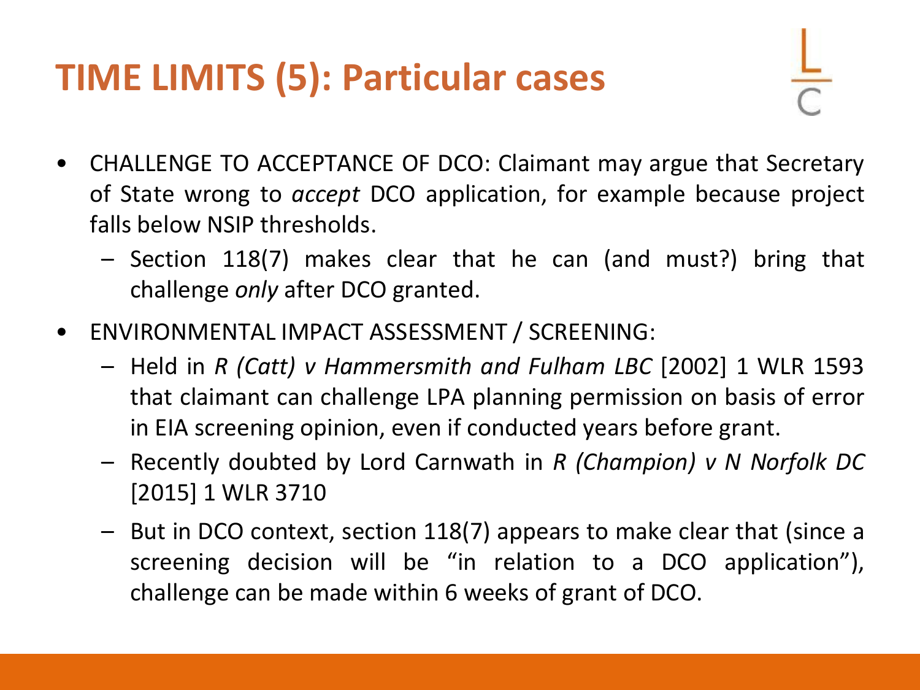# TIME LIMITS (5): Particular cases

- CHALLENGE TO ACCEPTANCE OF DCO: Claimant may argue that Secretary of State wrong to *accept* DCO application, for example because project falls below NSIP thresholds.
  - Section 118(7) makes clear that he can (and must?) bring that challenge *only* after DCO granted.
- ENVIRONMENTAL IMPACT ASSESSMENT / SCREENING:
  - Held in *R (Catt) v Hammersmith and Fulham LBC* [2002] 1 WLR 1593 that claimant can challenge LPA planning permission on basis of error in EIA screening opinion, even if conducted years before grant.
  - Recently doubted by Lord Carnwath in *R (Champion) v N Norfolk DC* [2015] 1 WLR 3710
  - But in DCO context, section 118(7) appears to make clear that (since a screening decision will be "in relation to a DCO application"), challenge can be made within 6 weeks of grant of DCO.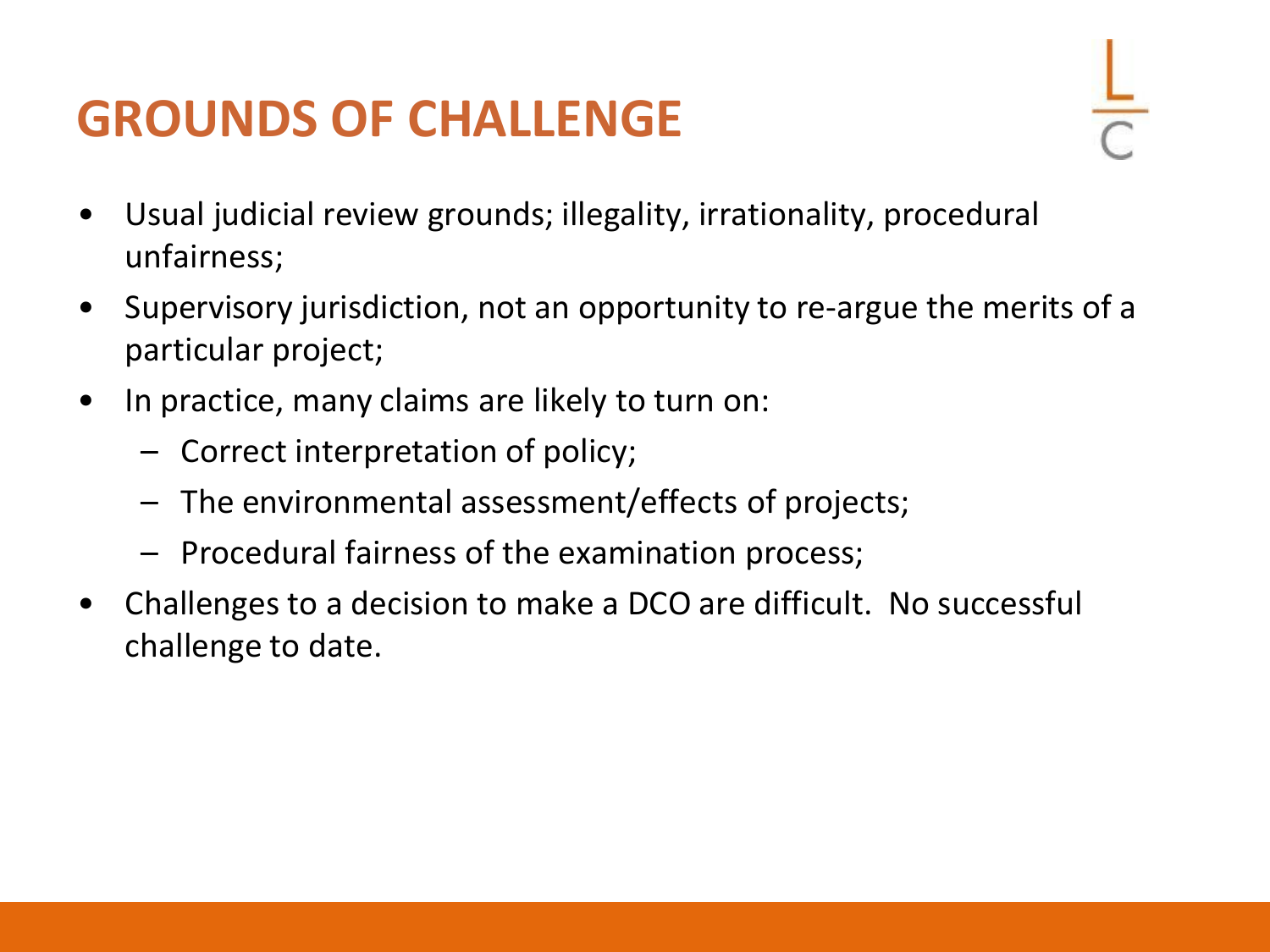# GROUNDS OF CHALLENGE

- Usual judicial review grounds; illegality, irrationality, procedural unfairness;
- Supervisory jurisdiction, not an opportunity to re-argue the merits of a particular project;
- In practice, many claims are likely to turn on:
  - Correct interpretation of policy;
  - The environmental assessment/effects of projects;
  - Procedural fairness of the examination process;
- Challenges to a decision to make a DCO are difficult. No successful challenge to date.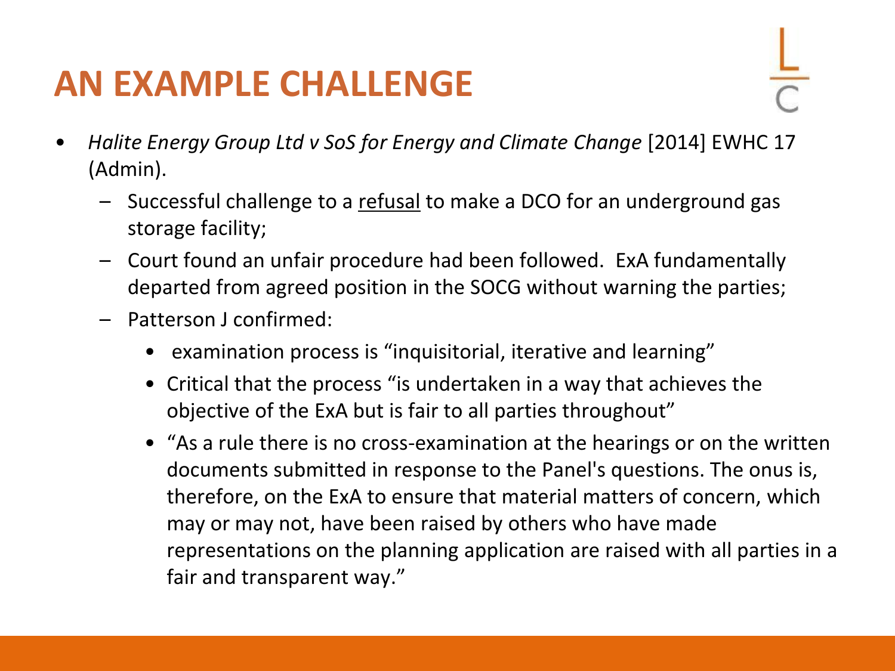# AN EXAMPLE CHALLENGE

- *Halite Energy Group Ltd v SoS for Energy and Climate Change* [2014] EWHC 17 (Admin).
  - Successful challenge to a <u>refusal</u> to make a DCO for an underground gas storage facility;
  - Court found an unfair procedure had been followed. ExA fundamentally departed from agreed position in the SOCG without warning the parties;
  - Patterson J confirmed:
    - examination process is "inquisitorial, iterative and learning"
    - Critical that the process "is undertaken in a way that achieves the objective of the ExA but is fair to all parties throughout"
    - "As a rule there is no cross-examination at the hearings or on the written documents submitted in response to the Panel's questions. The onus is, therefore, on the ExA to ensure that material matters of concern, which may or may not, have been raised by others who have made representations on the planning application are raised with all parties in a fair and transparent way."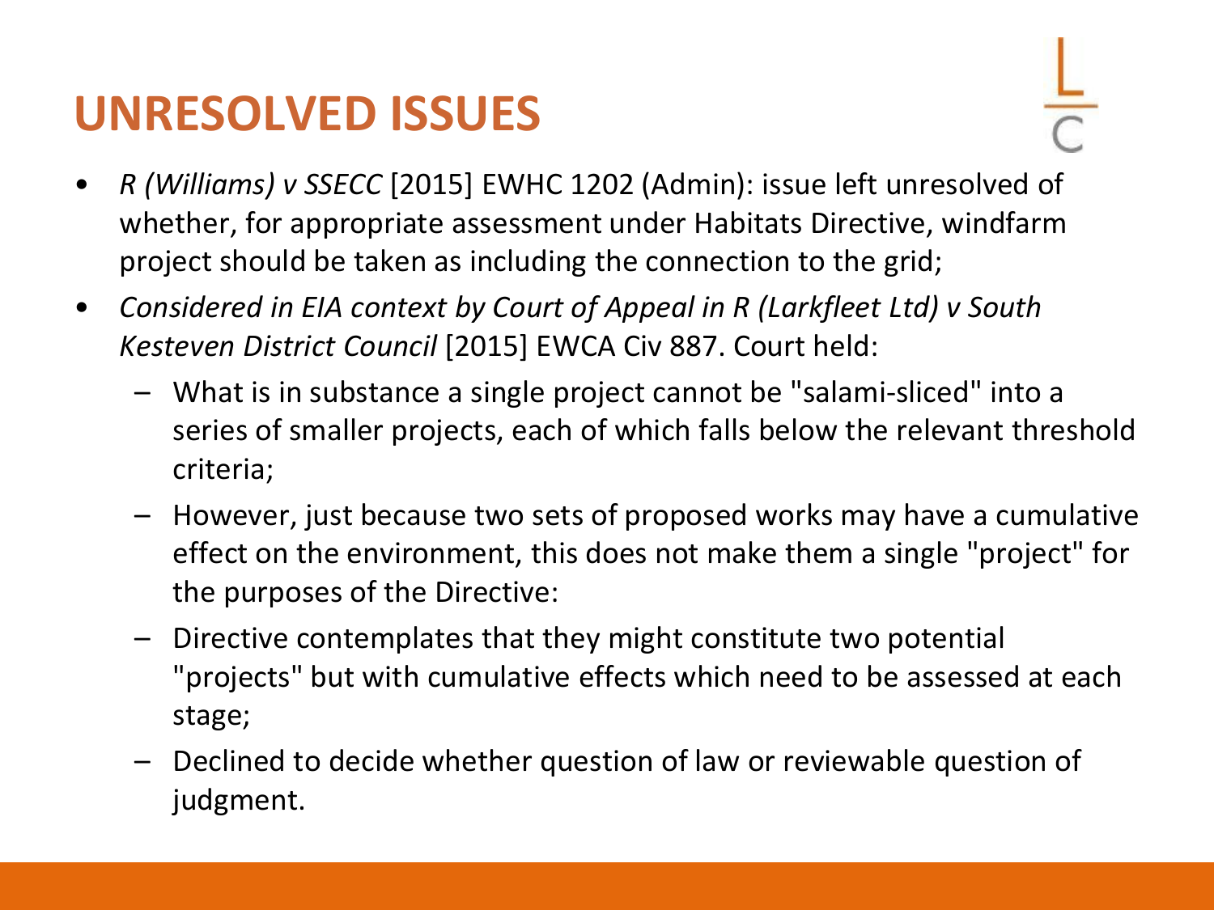# UNRESOLVED ISSUES

- *R (Williams) v SSECC* [2015] EWHC 1202 (Admin): issue left unresolved of whether, for appropriate assessment under Habitats Directive, windfarm project should be taken as including the connection to the grid;
- *Considered in EIA context by Court of Appeal in R (Larkfleet Ltd) v South Kesteven District Council* [2015] EWCA Civ 887. Court held:
  - What is in substance a single project cannot be "salami-sliced" into a series of smaller projects, each of which falls below the relevant threshold criteria;
  - However, just because two sets of proposed works may have a cumulative effect on the environment, this does not make them a single "project" for the purposes of the Directive:
  - Directive contemplates that they might constitute two potential "projects" but with cumulative effects which need to be assessed at each stage;
  - Declined to decide whether question of law or reviewable question of judgment.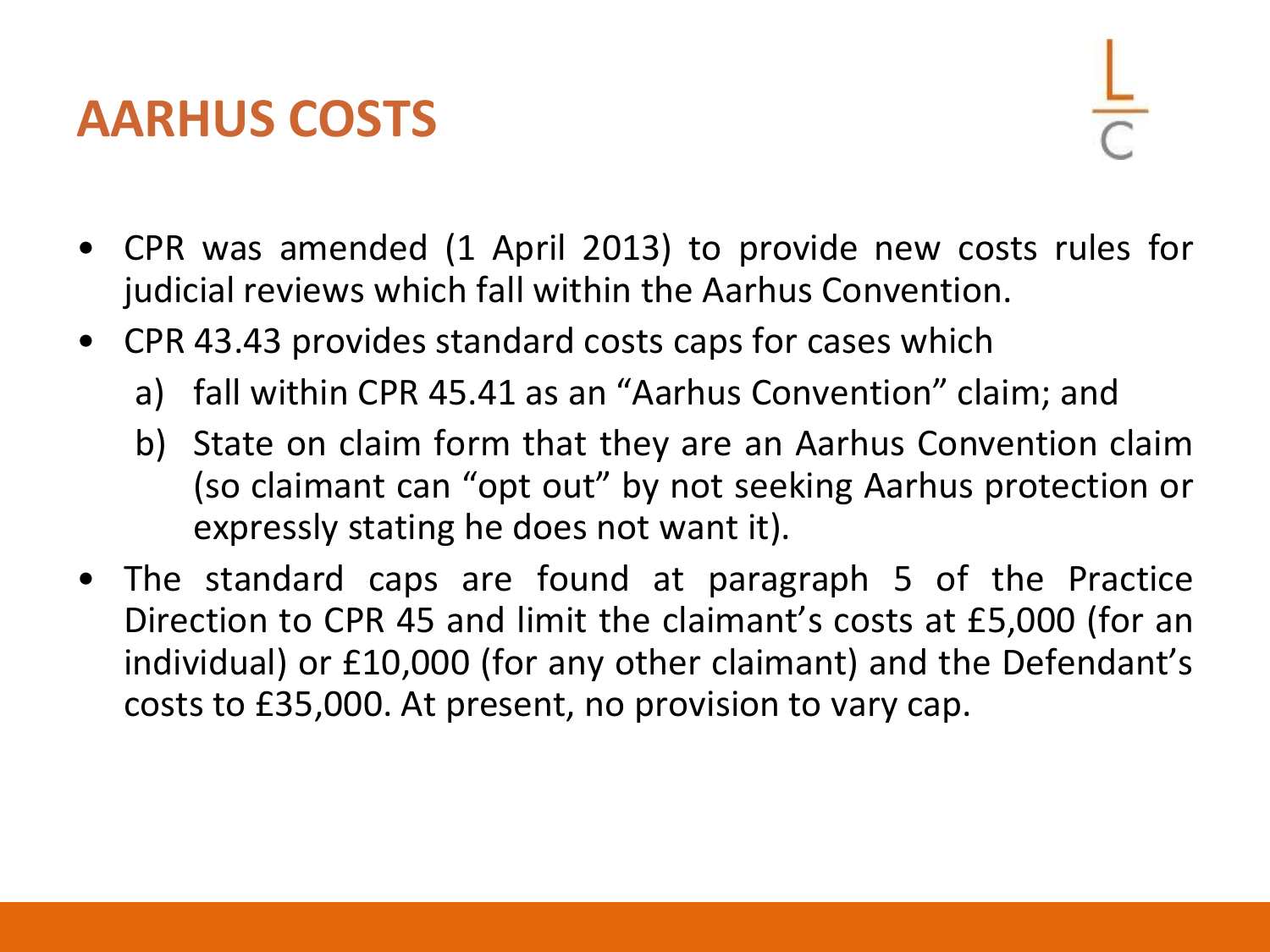# AARHUS COSTS

- CPR was amended (1 April 2013) to provide new costs rules for judicial reviews which fall within the Aarhus Convention.
- CPR 43.43 provides standard costs caps for cases which
  a) fall within CPR 45.41 as an "Aarhus Convention" claim; and
  b) State on claim form that they are an Aarhus Convention claim (so claimant can "opt out" by not seeking Aarhus protection or expressly stating he does not want it).
- The standard caps are found at paragraph 5 of the Practice Direction to CPR 45 and limit the claimant's costs at £5,000 (for an individual) or £10,000 (for any other claimant) and the Defendant's costs to £35,000. At present, no provision to vary cap.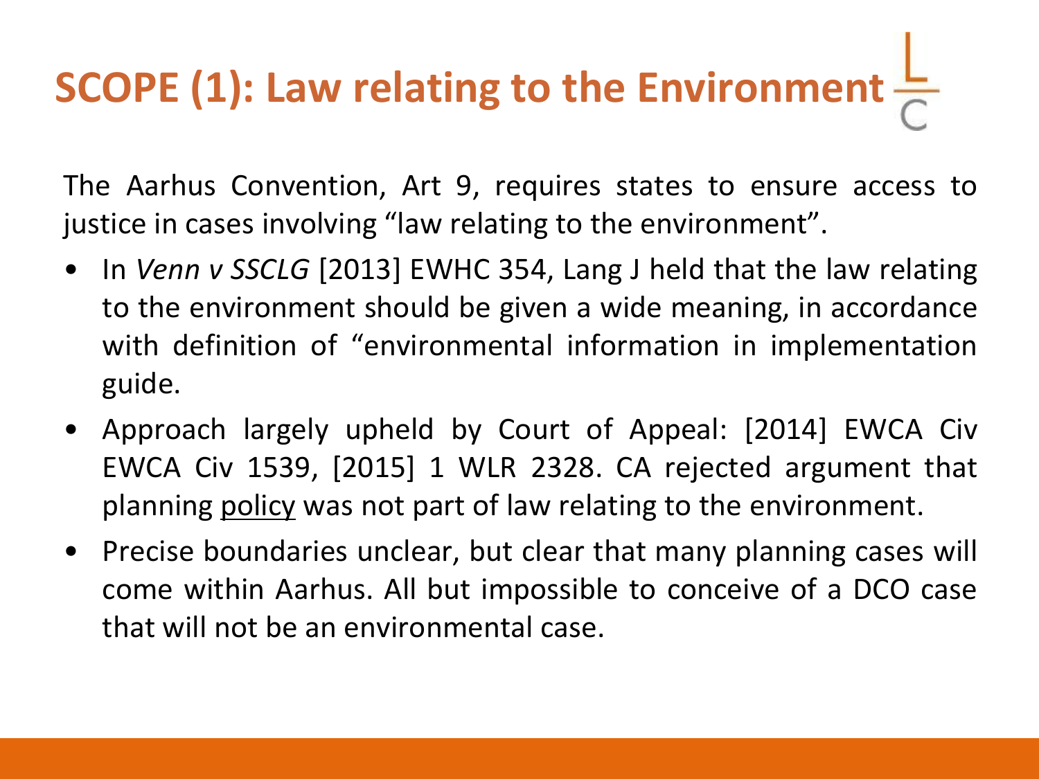# SCOPE (1): Law relating to the Environment

The Aarhus Convention, Art 9, requires states to ensure access to justice in cases involving "law relating to the environment".

- In *Venn v SSCLG* [2013] EWHC 354, Lang J held that the law relating to the environment should be given a wide meaning, in accordance with definition of "environmental information in implementation guide.
- Approach largely upheld by Court of Appeal: [2014] EWCA Civ EWCA Civ 1539, [2015] 1 WLR 2328. CA rejected argument that planning <u>policy</u> was not part of law relating to the environment.
- Precise boundaries unclear, but clear that many planning cases will come within Aarhus. All but impossible to conceive of a DCO case that will not be an environmental case.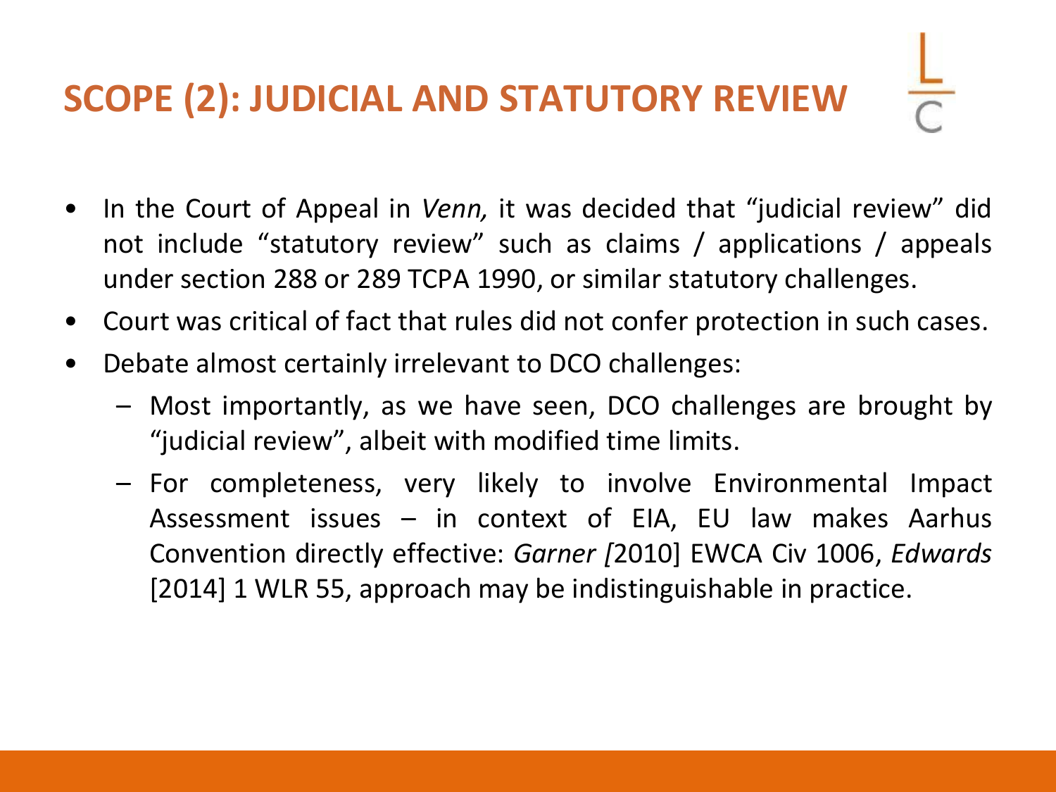# SCOPE (2): JUDICIAL AND STATUTORY REVIEW

- In the Court of Appeal in *Venn,* it was decided that "judicial review" did not include "statutory review" such as claims / applications / appeals under section 288 or 289 TCPA 1990, or similar statutory challenges.
- Court was critical of fact that rules did not confer protection in such cases.
- Debate almost certainly irrelevant to DCO challenges:
  - Most importantly, as we have seen, DCO challenges are brought by "judicial review", albeit with modified time limits.
  - For completeness, very likely to involve Environmental Impact Assessment issues – in context of EIA, EU law makes Aarhus Convention directly effective: *Garner [*2010] EWCA Civ 1006, *Edwards* [2014] 1 WLR 55, approach may be indistinguishable in practice.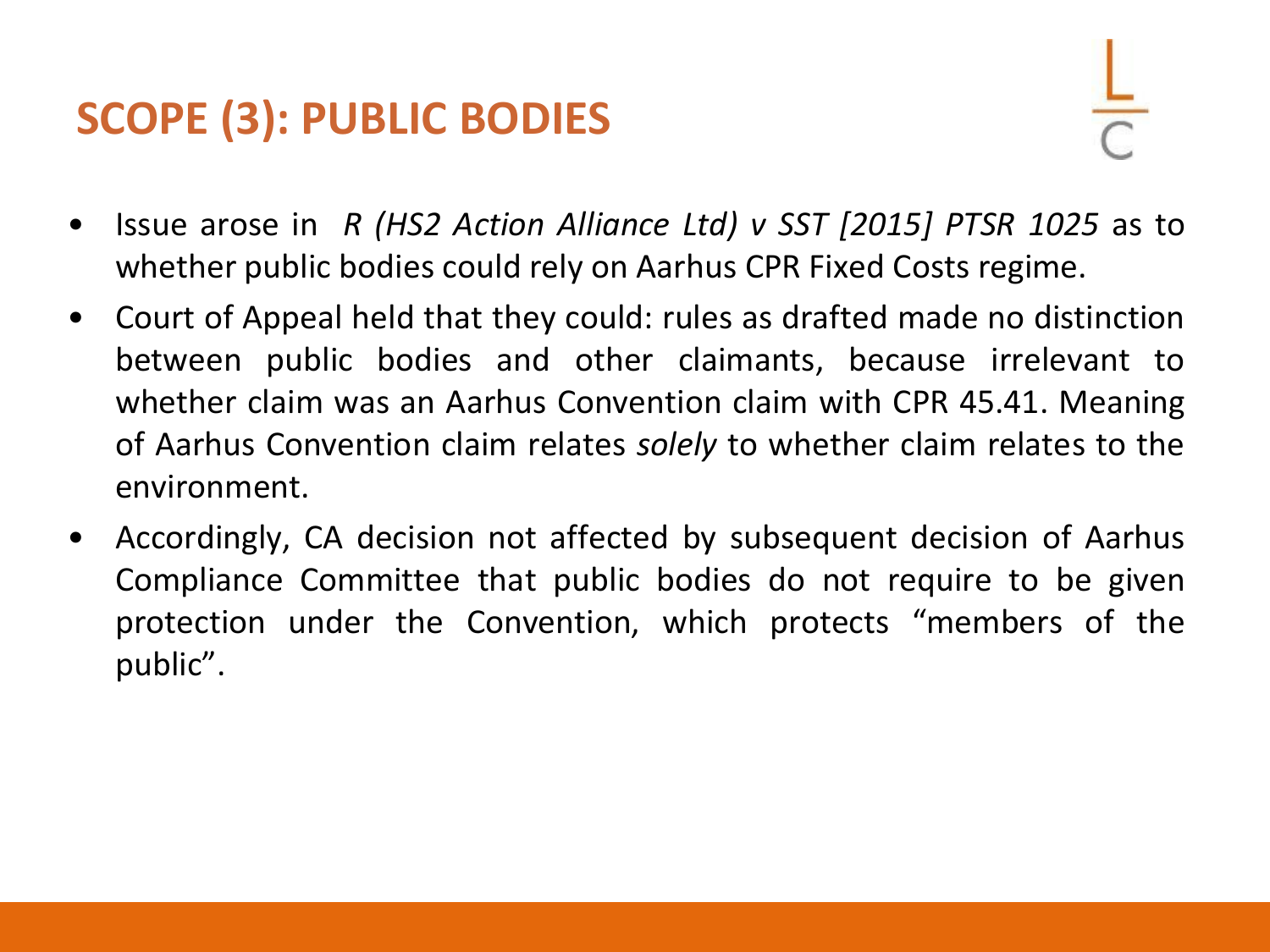## SCOPE (3): PUBLIC BODIES

- Issue arose in *R (HS2 Action Alliance Ltd) v SST [2015] PTSR 1025* as to whether public bodies could rely on Aarhus CPR Fixed Costs regime.
- Court of Appeal held that they could: rules as drafted made no distinction between public bodies and other claimants, because irrelevant to whether claim was an Aarhus Convention claim with CPR 45.41. Meaning of Aarhus Convention claim relates *solely* to whether claim relates to the environment.
- Accordingly, CA decision not affected by subsequent decision of Aarhus Compliance Committee that public bodies do not require to be given protection under the Convention, which protects "members of the public".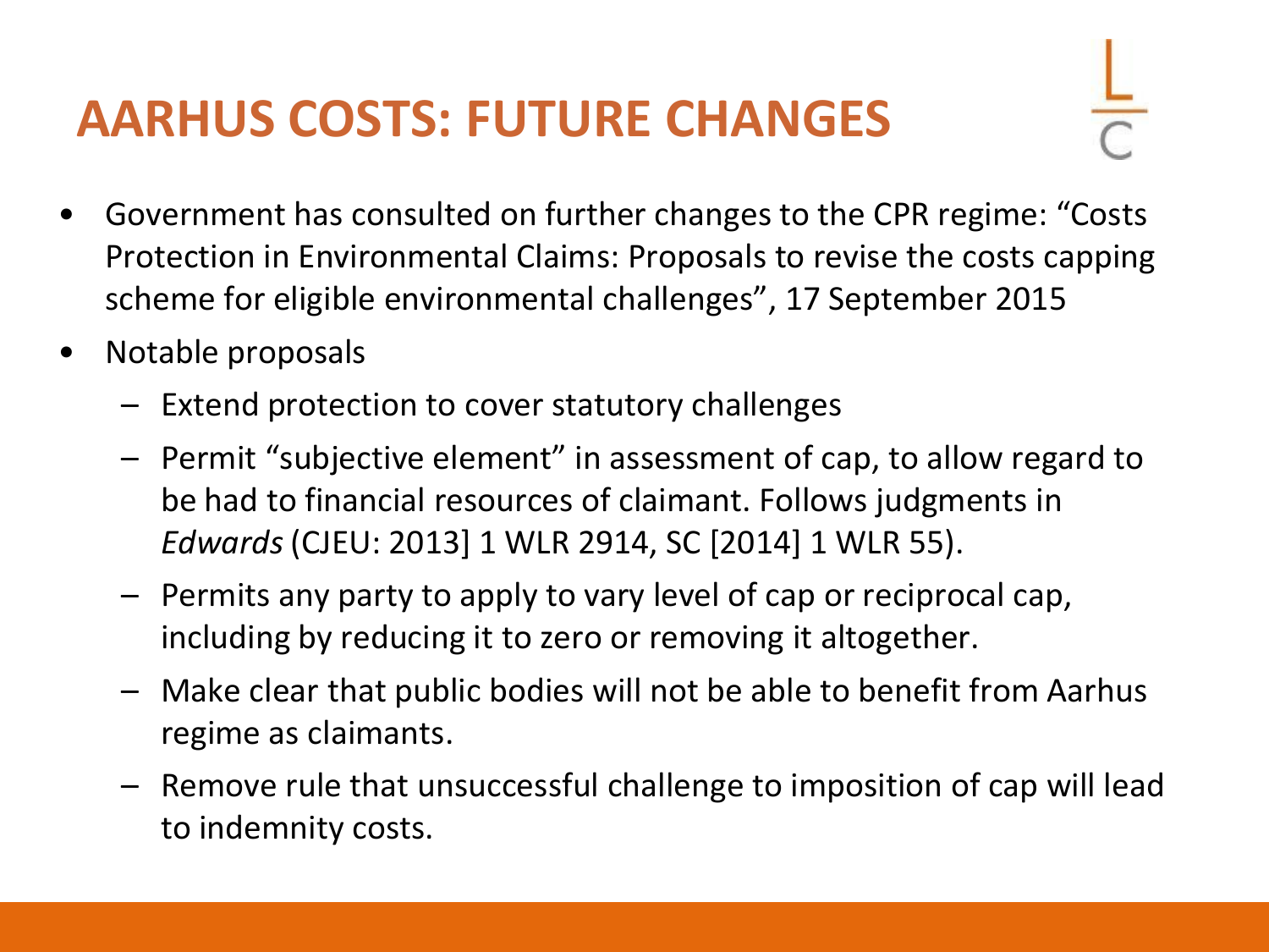# AARHUS COSTS: FUTURE CHANGES

- Government has consulted on further changes to the CPR regime: "Costs Protection in Environmental Claims: Proposals to revise the costs capping scheme for eligible environmental challenges", 17 September 2015
- Notable proposals
  - Extend protection to cover statutory challenges
  - Permit "subjective element" in assessment of cap, to allow regard to be had to financial resources of claimant. Follows judgments in *Edwards* (CJEU: 2013] 1 WLR 2914, SC [2014] 1 WLR 55).
  - Permits any party to apply to vary level of cap or reciprocal cap, including by reducing it to zero or removing it altogether.
  - Make clear that public bodies will not be able to benefit from Aarhus regime as claimants.
  - Remove rule that unsuccessful challenge to imposition of cap will lead to indemnity costs.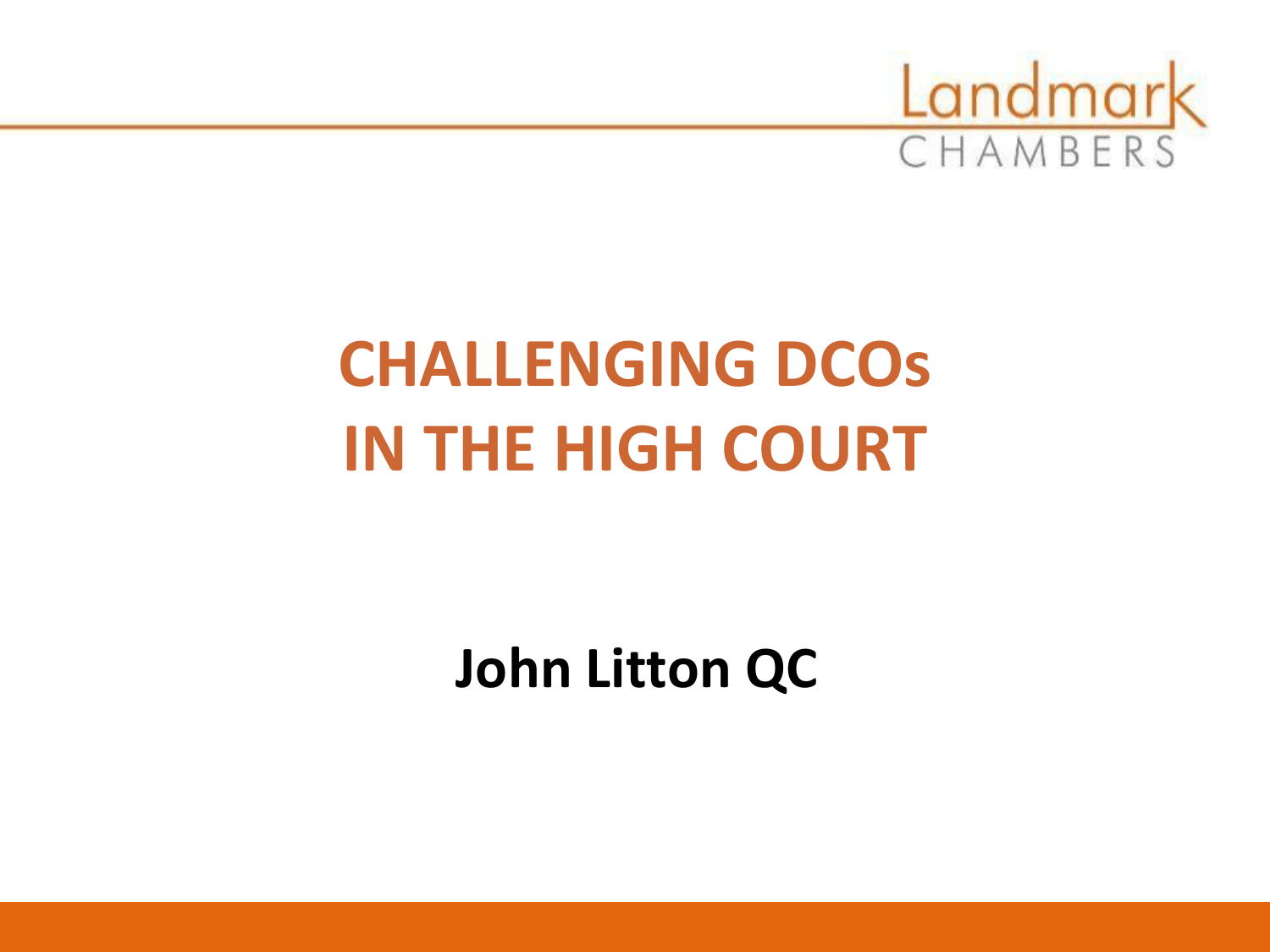Landmark CHAMBERS

# CHALLENGING DCOs IN THE HIGH COURT

**John Litton QC**